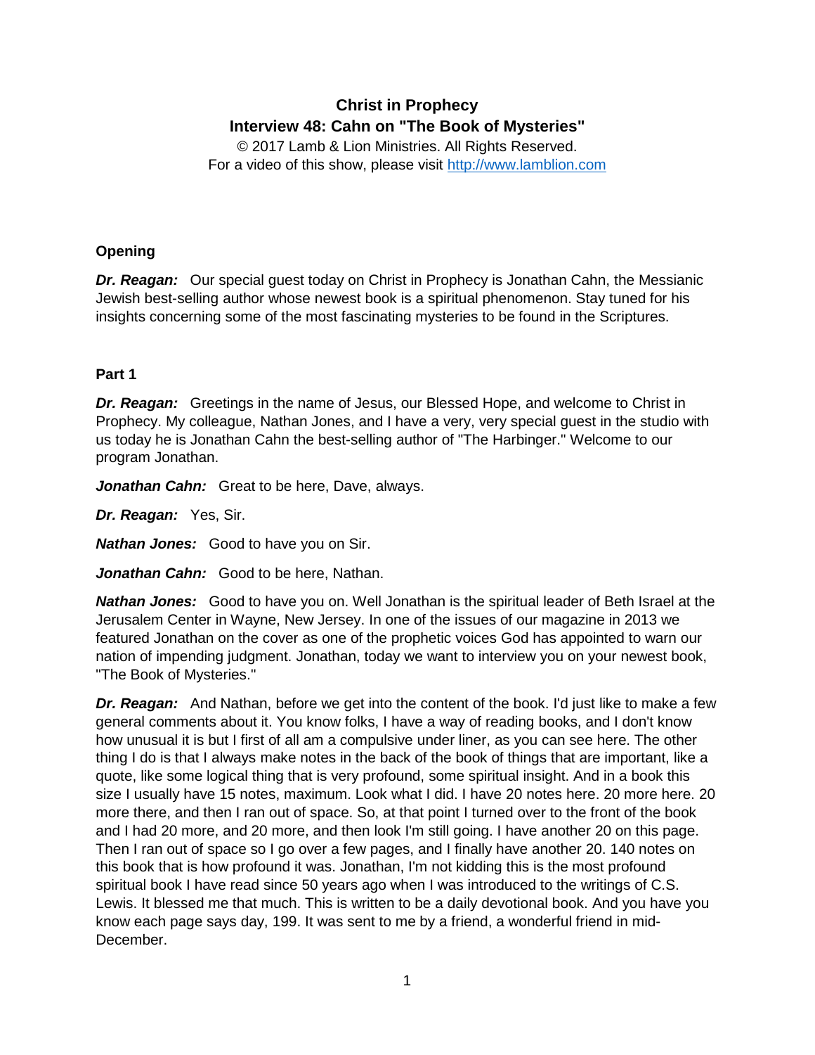**Christ in Prophecy**
**Interview 48: Cahn on "The Book of Mysteries"**

© 2017 Lamb & Lion Ministries. All Rights Reserved.
For a video of this show, please visit [http://www.lamblion.com](http://www.lamblion.com)

**Opening**

***Dr. Reagan:*** Our special guest today on Christ in Prophecy is Jonathan Cahn, the Messianic Jewish best-selling author whose newest book is a spiritual phenomenon. Stay tuned for his insights concerning some of the most fascinating mysteries to be found in the Scriptures.

**Part 1**

***Dr. Reagan:*** Greetings in the name of Jesus, our Blessed Hope, and welcome to Christ in Prophecy. My colleague, Nathan Jones, and I have a very, very special guest in the studio with us today he is Jonathan Cahn the best-selling author of "The Harbinger." Welcome to our program Jonathan.

***Jonathan Cahn:*** Great to be here, Dave, always.

***Dr. Reagan:*** Yes, Sir.

***Nathan Jones:*** Good to have you on Sir.

***Jonathan Cahn:*** Good to be here, Nathan.

***Nathan Jones:*** Good to have you on. Well Jonathan is the spiritual leader of Beth Israel at the Jerusalem Center in Wayne, New Jersey. In one of the issues of our magazine in 2013 we featured Jonathan on the cover as one of the prophetic voices God has appointed to warn our nation of impending judgment. Jonathan, today we want to interview you on your newest book, "The Book of Mysteries."

***Dr. Reagan:*** And Nathan, before we get into the content of the book. I'd just like to make a few general comments about it. You know folks, I have a way of reading books, and I don't know how unusual it is but I first of all am a compulsive under liner, as you can see here. The other thing I do is that I always make notes in the back of the book of things that are important, like a quote, like some logical thing that is very profound, some spiritual insight. And in a book this size I usually have 15 notes, maximum. Look what I did. I have 20 notes here. 20 more here. 20 more there, and then I ran out of space. So, at that point I turned over to the front of the book and I had 20 more, and 20 more, and then look I'm still going. I have another 20 on this page. Then I ran out of space so I go over a few pages, and I finally have another 20. 140 notes on this book that is how profound it was. Jonathan, I'm not kidding this is the most profound spiritual book I have read since 50 years ago when I was introduced to the writings of C.S. Lewis. It blessed me that much. This is written to be a daily devotional book. And you have you know each page says day, 199. It was sent to me by a friend, a wonderful friend in mid-December.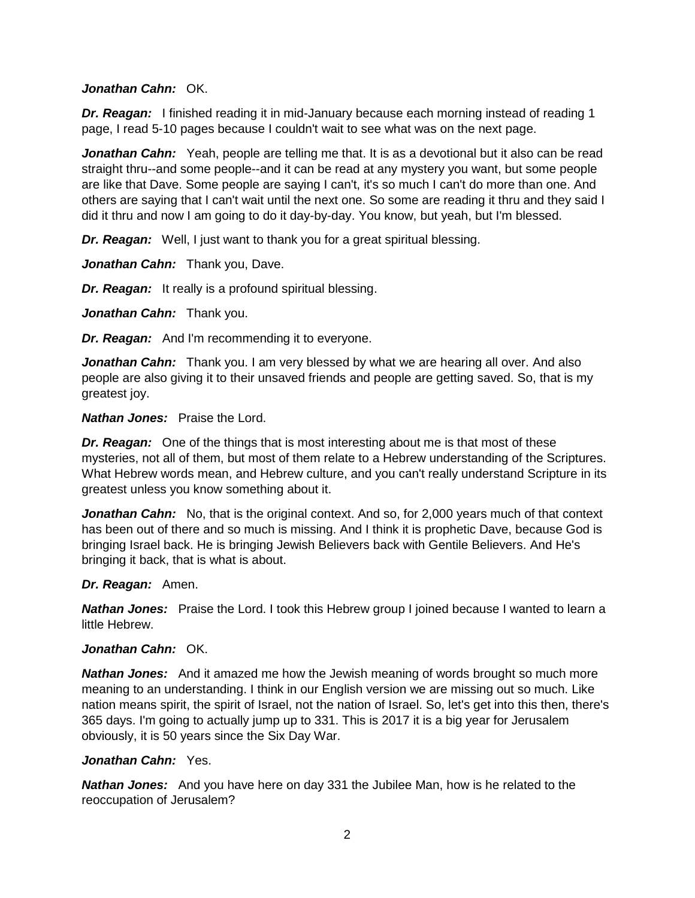***Jonathan Cahn:*** OK.

***Dr. Reagan:*** I finished reading it in mid-January because each morning instead of reading 1 page, I read 5-10 pages because I couldn't wait to see what was on the next page.

***Jonathan Cahn:*** Yeah, people are telling me that. It is as a devotional but it also can be read straight thru--and some people--and it can be read at any mystery you want, but some people are like that Dave. Some people are saying I can't, it's so much I can't do more than one. And others are saying that I can't wait until the next one. So some are reading it thru and they said I did it thru and now I am going to do it day-by-day. You know, but yeah, but I'm blessed.

***Dr. Reagan:*** Well, I just want to thank you for a great spiritual blessing.

***Jonathan Cahn:*** Thank you, Dave.

***Dr. Reagan:*** It really is a profound spiritual blessing.

***Jonathan Cahn:*** Thank you.

***Dr. Reagan:*** And I'm recommending it to everyone.

***Jonathan Cahn:*** Thank you. I am very blessed by what we are hearing all over. And also people are also giving it to their unsaved friends and people are getting saved. So, that is my greatest joy.

***Nathan Jones:*** Praise the Lord.

***Dr. Reagan:*** One of the things that is most interesting about me is that most of these mysteries, not all of them, but most of them relate to a Hebrew understanding of the Scriptures. What Hebrew words mean, and Hebrew culture, and you can't really understand Scripture in its greatest unless you know something about it.

***Jonathan Cahn:*** No, that is the original context. And so, for 2,000 years much of that context has been out of there and so much is missing. And I think it is prophetic Dave, because God is bringing Israel back. He is bringing Jewish Believers back with Gentile Believers. And He's bringing it back, that is what is about.

***Dr. Reagan:*** Amen.

***Nathan Jones:*** Praise the Lord. I took this Hebrew group I joined because I wanted to learn a little Hebrew.

***Jonathan Cahn:*** OK.

***Nathan Jones:*** And it amazed me how the Jewish meaning of words brought so much more meaning to an understanding. I think in our English version we are missing out so much. Like nation means spirit, the spirit of Israel, not the nation of Israel. So, let's get into this then, there's 365 days. I'm going to actually jump up to 331. This is 2017 it is a big year for Jerusalem obviously, it is 50 years since the Six Day War.

***Jonathan Cahn:*** Yes.

***Nathan Jones:*** And you have here on day 331 the Jubilee Man, how is he related to the reoccupation of Jerusalem?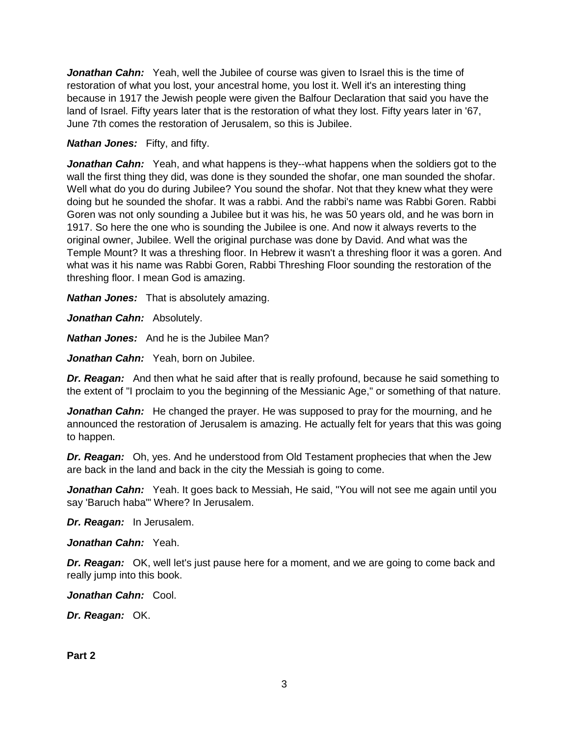***Jonathan Cahn:*** Yeah, well the Jubilee of course was given to Israel this is the time of restoration of what you lost, your ancestral home, you lost it. Well it's an interesting thing because in 1917 the Jewish people were given the Balfour Declaration that said you have the land of Israel. Fifty years later that is the restoration of what they lost. Fifty years later in '67, June 7th comes the restoration of Jerusalem, so this is Jubilee.

***Nathan Jones:*** Fifty, and fifty.

***Jonathan Cahn:*** Yeah, and what happens is they--what happens when the soldiers got to the wall the first thing they did, was done is they sounded the shofar, one man sounded the shofar. Well what do you do during Jubilee? You sound the shofar. Not that they knew what they were doing but he sounded the shofar. It was a rabbi. And the rabbi's name was Rabbi Goren. Rabbi Goren was not only sounding a Jubilee but it was his, he was 50 years old, and he was born in 1917. So here the one who is sounding the Jubilee is one. And now it always reverts to the original owner, Jubilee. Well the original purchase was done by David. And what was the Temple Mount? It was a threshing floor. In Hebrew it wasn't a threshing floor it was a goren. And what was it his name was Rabbi Goren, Rabbi Threshing Floor sounding the restoration of the threshing floor. I mean God is amazing.

***Nathan Jones:*** That is absolutely amazing.

***Jonathan Cahn:*** Absolutely.

***Nathan Jones:*** And he is the Jubilee Man?

***Jonathan Cahn:*** Yeah, born on Jubilee.

***Dr. Reagan:*** And then what he said after that is really profound, because he said something to the extent of "I proclaim to you the beginning of the Messianic Age," or something of that nature.

***Jonathan Cahn:*** He changed the prayer. He was supposed to pray for the mourning, and he announced the restoration of Jerusalem is amazing. He actually felt for years that this was going to happen.

***Dr. Reagan:*** Oh, yes. And he understood from Old Testament prophecies that when the Jew are back in the land and back in the city the Messiah is going to come.

***Jonathan Cahn:*** Yeah. It goes back to Messiah, He said, "You will not see me again until you say 'Baruch haba'" Where? In Jerusalem.

***Dr. Reagan:*** In Jerusalem.

***Jonathan Cahn:*** Yeah.

***Dr. Reagan:*** OK, well let's just pause here for a moment, and we are going to come back and really jump into this book.

***Jonathan Cahn:*** Cool.

***Dr. Reagan:*** OK.

**Part 2**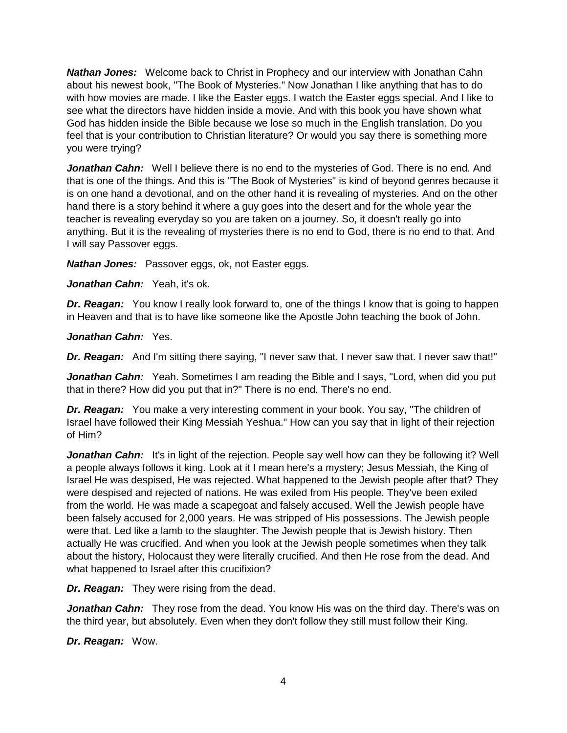***Nathan Jones:*** Welcome back to Christ in Prophecy and our interview with Jonathan Cahn about his newest book, "The Book of Mysteries." Now Jonathan I like anything that has to do with how movies are made. I like the Easter eggs. I watch the Easter eggs special. And I like to see what the directors have hidden inside a movie. And with this book you have shown what God has hidden inside the Bible because we lose so much in the English translation. Do you feel that is your contribution to Christian literature? Or would you say there is something more you were trying?

***Jonathan Cahn:*** Well I believe there is no end to the mysteries of God. There is no end. And that is one of the things. And this is "The Book of Mysteries" is kind of beyond genres because it is on one hand a devotional, and on the other hand it is revealing of mysteries. And on the other hand there is a story behind it where a guy goes into the desert and for the whole year the teacher is revealing everyday so you are taken on a journey. So, it doesn't really go into anything. But it is the revealing of mysteries there is no end to God, there is no end to that. And I will say Passover eggs.

***Nathan Jones:*** Passover eggs, ok, not Easter eggs.

***Jonathan Cahn:*** Yeah, it's ok.

***Dr. Reagan:*** You know I really look forward to, one of the things I know that is going to happen in Heaven and that is to have like someone like the Apostle John teaching the book of John.

***Jonathan Cahn:*** Yes.

***Dr. Reagan:*** And I'm sitting there saying, "I never saw that. I never saw that. I never saw that!"

***Jonathan Cahn:*** Yeah. Sometimes I am reading the Bible and I says, "Lord, when did you put that in there? How did you put that in?" There is no end. There's no end.

***Dr. Reagan:*** You make a very interesting comment in your book. You say, "The children of Israel have followed their King Messiah Yeshua." How can you say that in light of their rejection of Him?

***Jonathan Cahn:*** It's in light of the rejection. People say well how can they be following it? Well a people always follows it king. Look at it I mean here's a mystery; Jesus Messiah, the King of Israel He was despised, He was rejected. What happened to the Jewish people after that? They were despised and rejected of nations. He was exiled from His people. They've been exiled from the world. He was made a scapegoat and falsely accused. Well the Jewish people have been falsely accused for 2,000 years. He was stripped of His possessions. The Jewish people were that. Led like a lamb to the slaughter. The Jewish people that is Jewish history. Then actually He was crucified. And when you look at the Jewish people sometimes when they talk about the history, Holocaust they were literally crucified. And then He rose from the dead. And what happened to Israel after this crucifixion?

***Dr. Reagan:*** They were rising from the dead.

***Jonathan Cahn:*** They rose from the dead. You know His was on the third day. There's was on the third year, but absolutely. Even when they don't follow they still must follow their King.

***Dr. Reagan:*** Wow.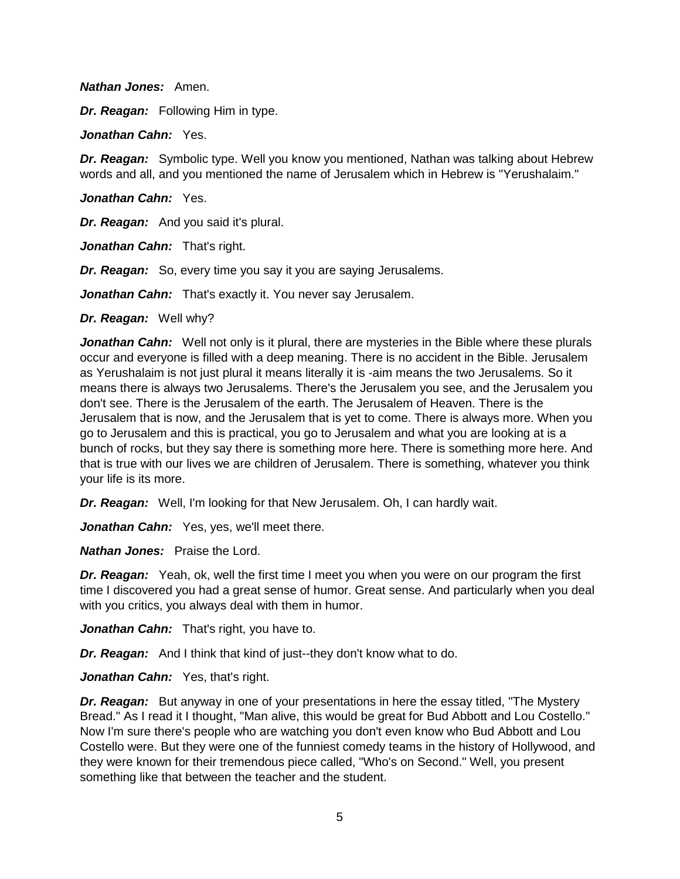***Nathan Jones:*** Amen.

***Dr. Reagan:*** Following Him in type.

***Jonathan Cahn:*** Yes.

***Dr. Reagan:*** Symbolic type. Well you know you mentioned, Nathan was talking about Hebrew words and all, and you mentioned the name of Jerusalem which in Hebrew is "Yerushalaim."

***Jonathan Cahn:*** Yes.

***Dr. Reagan:*** And you said it's plural.

***Jonathan Cahn:*** That's right.

***Dr. Reagan:*** So, every time you say it you are saying Jerusalems.

***Jonathan Cahn:*** That's exactly it. You never say Jerusalem.

***Dr. Reagan:*** Well why?

***Jonathan Cahn:*** Well not only is it plural, there are mysteries in the Bible where these plurals occur and everyone is filled with a deep meaning. There is no accident in the Bible. Jerusalem as Yerushalaim is not just plural it means literally it is -aim means the two Jerusalems. So it means there is always two Jerusalems. There's the Jerusalem you see, and the Jerusalem you don't see. There is the Jerusalem of the earth. The Jerusalem of Heaven. There is the Jerusalem that is now, and the Jerusalem that is yet to come. There is always more. When you go to Jerusalem and this is practical, you go to Jerusalem and what you are looking at is a bunch of rocks, but they say there is something more here. There is something more here. And that is true with our lives we are children of Jerusalem. There is something, whatever you think your life is its more.

***Dr. Reagan:*** Well, I'm looking for that New Jerusalem. Oh, I can hardly wait.

***Jonathan Cahn:*** Yes, yes, we'll meet there.

***Nathan Jones:*** Praise the Lord.

***Dr. Reagan:*** Yeah, ok, well the first time I meet you when you were on our program the first time I discovered you had a great sense of humor. Great sense. And particularly when you deal with you critics, you always deal with them in humor.

***Jonathan Cahn:*** That's right, you have to.

***Dr. Reagan:*** And I think that kind of just--they don't know what to do.

***Jonathan Cahn:*** Yes, that's right.

***Dr. Reagan:*** But anyway in one of your presentations in here the essay titled, "The Mystery Bread." As I read it I thought, "Man alive, this would be great for Bud Abbott and Lou Costello." Now I'm sure there's people who are watching you don't even know who Bud Abbott and Lou Costello were. But they were one of the funniest comedy teams in the history of Hollywood, and they were known for their tremendous piece called, "Who's on Second." Well, you present something like that between the teacher and the student.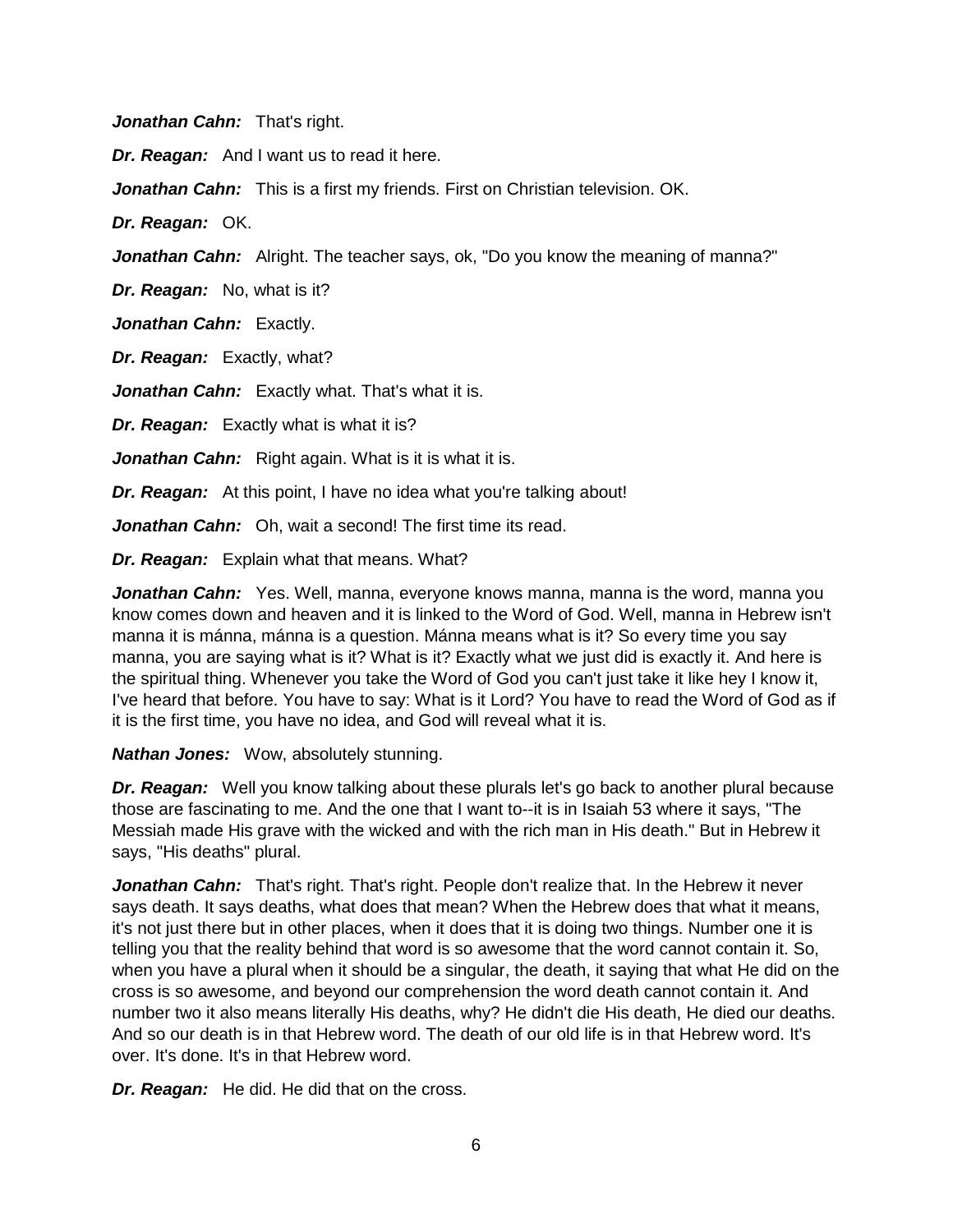***Jonathan Cahn:*** That's right.

***Dr. Reagan:*** And I want us to read it here.

***Jonathan Cahn:*** This is a first my friends. First on Christian television. OK.

***Dr. Reagan:*** OK.

***Jonathan Cahn:*** Alright. The teacher says, ok, "Do you know the meaning of manna?"

***Dr. Reagan:*** No, what is it?

***Jonathan Cahn:*** Exactly.

***Dr. Reagan:*** Exactly, what?

***Jonathan Cahn:*** Exactly what. That's what it is.

***Dr. Reagan:*** Exactly what is what it is?

***Jonathan Cahn:*** Right again. What is it is what it is.

***Dr. Reagan:*** At this point, I have no idea what you're talking about!

***Jonathan Cahn:*** Oh, wait a second! The first time its read.

***Dr. Reagan:*** Explain what that means. What?

***Jonathan Cahn:*** Yes. Well, manna, everyone knows manna, manna is the word, manna you know comes down and heaven and it is linked to the Word of God. Well, manna in Hebrew isn't manna it is mánna, mánna is a question. Mánna means what is it? So every time you say manna, you are saying what is it? What is it? Exactly what we just did is exactly it. And here is the spiritual thing. Whenever you take the Word of God you can't just take it like hey I know it, I've heard that before. You have to say: What is it Lord? You have to read the Word of God as if it is the first time, you have no idea, and God will reveal what it is.

***Nathan Jones:*** Wow, absolutely stunning.

***Dr. Reagan:*** Well you know talking about these plurals let's go back to another plural because those are fascinating to me. And the one that I want to--it is in Isaiah 53 where it says, "The Messiah made His grave with the wicked and with the rich man in His death." But in Hebrew it says, "His deaths" plural.

***Jonathan Cahn:*** That's right. That's right. People don't realize that. In the Hebrew it never says death. It says deaths, what does that mean? When the Hebrew does that what it means, it's not just there but in other places, when it does that it is doing two things. Number one it is telling you that the reality behind that word is so awesome that the word cannot contain it. So, when you have a plural when it should be a singular, the death, it saying that what He did on the cross is so awesome, and beyond our comprehension the word death cannot contain it. And number two it also means literally His deaths, why? He didn't die His death, He died our deaths. And so our death is in that Hebrew word. The death of our old life is in that Hebrew word. It's over. It's done. It's in that Hebrew word.

***Dr. Reagan:*** He did. He did that on the cross.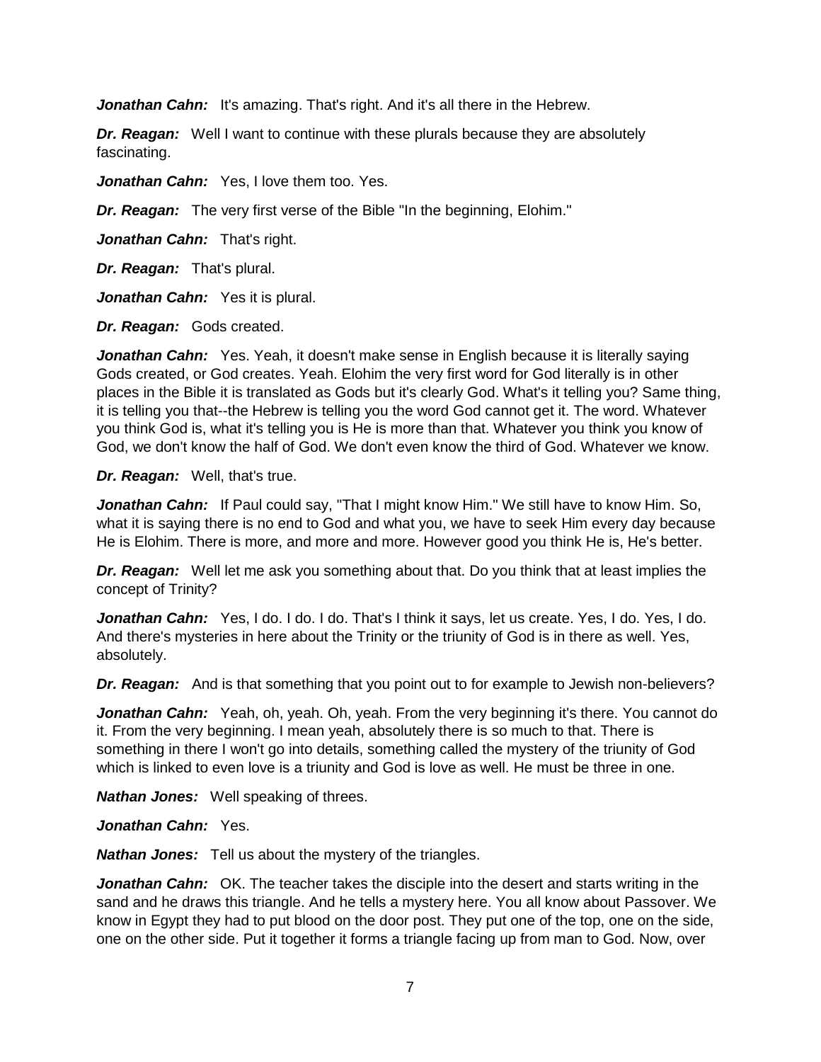***Jonathan Cahn:*** It's amazing. That's right. And it's all there in the Hebrew.

***Dr. Reagan:*** Well I want to continue with these plurals because they are absolutely fascinating.

***Jonathan Cahn:*** Yes, I love them too. Yes.

***Dr. Reagan:*** The very first verse of the Bible "In the beginning, Elohim."

***Jonathan Cahn:*** That's right.

***Dr. Reagan:*** That's plural.

***Jonathan Cahn:*** Yes it is plural.

***Dr. Reagan:*** Gods created.

***Jonathan Cahn:*** Yes. Yeah, it doesn't make sense in English because it is literally saying Gods created, or God creates. Yeah. Elohim the very first word for God literally is in other places in the Bible it is translated as Gods but it's clearly God. What's it telling you? Same thing, it is telling you that--the Hebrew is telling you the word God cannot get it. The word. Whatever you think God is, what it's telling you is He is more than that. Whatever you think you know of God, we don't know the half of God. We don't even know the third of God. Whatever we know.

***Dr. Reagan:*** Well, that's true.

***Jonathan Cahn:*** If Paul could say, "That I might know Him." We still have to know Him. So, what it is saying there is no end to God and what you, we have to seek Him every day because He is Elohim. There is more, and more and more. However good you think He is, He's better.

***Dr. Reagan:*** Well let me ask you something about that. Do you think that at least implies the concept of Trinity?

***Jonathan Cahn:*** Yes, I do. I do. I do. That's I think it says, let us create. Yes, I do. Yes, I do. And there's mysteries in here about the Trinity or the triunity of God is in there as well. Yes, absolutely.

***Dr. Reagan:*** And is that something that you point out to for example to Jewish non-believers?

***Jonathan Cahn:*** Yeah, oh, yeah. Oh, yeah. From the very beginning it's there. You cannot do it. From the very beginning. I mean yeah, absolutely there is so much to that. There is something in there I won't go into details, something called the mystery of the triunity of God which is linked to even love is a triunity and God is love as well. He must be three in one.

***Nathan Jones:*** Well speaking of threes.

***Jonathan Cahn:*** Yes.

***Nathan Jones:*** Tell us about the mystery of the triangles.

***Jonathan Cahn:*** OK. The teacher takes the disciple into the desert and starts writing in the sand and he draws this triangle. And he tells a mystery here. You all know about Passover. We know in Egypt they had to put blood on the door post. They put one of the top, one on the side, one on the other side. Put it together it forms a triangle facing up from man to God. Now, over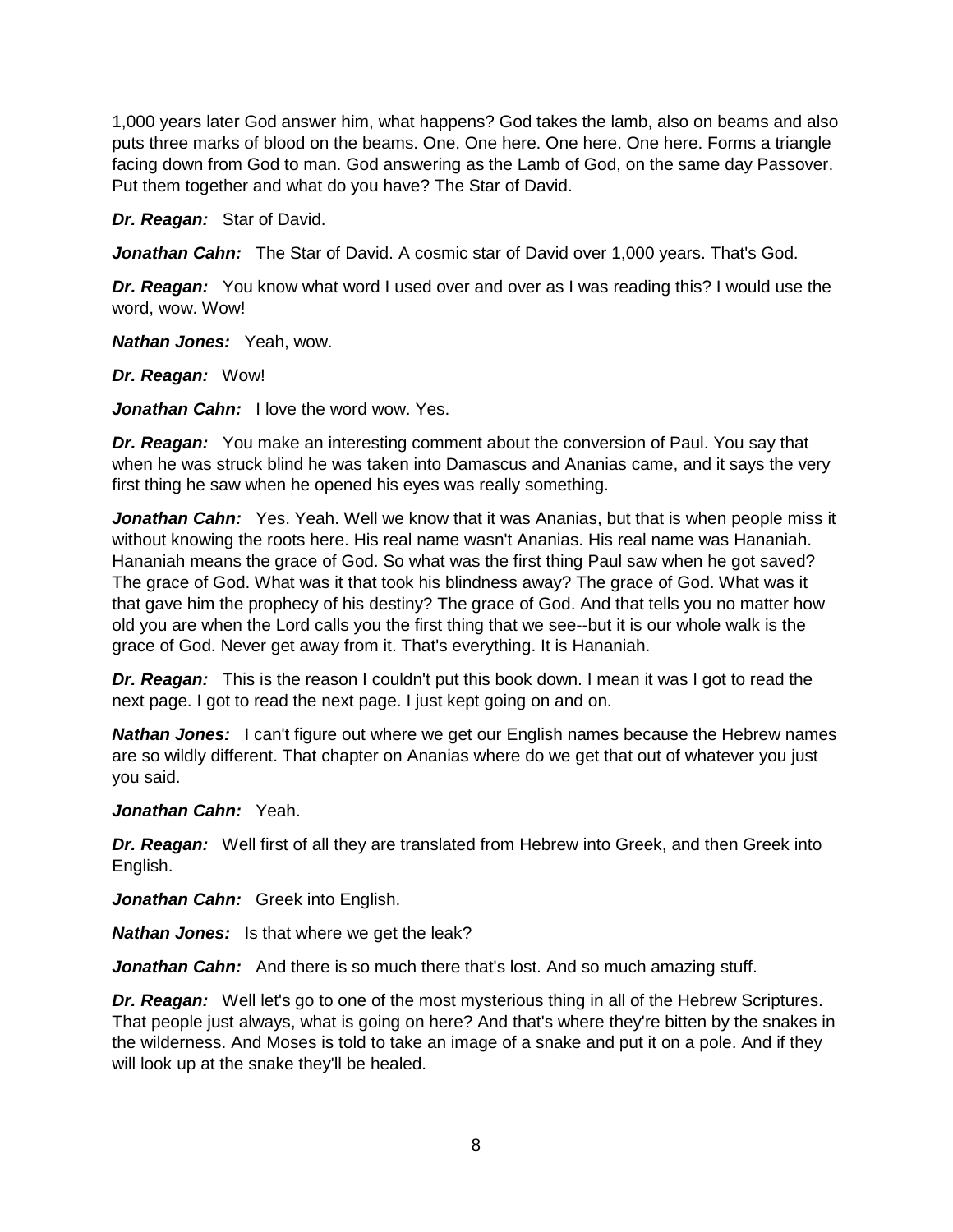1,000 years later God answer him, what happens? God takes the lamb, also on beams and also puts three marks of blood on the beams. One. One here. One here. One here. Forms a triangle facing down from God to man. God answering as the Lamb of God, on the same day Passover. Put them together and what do you have? The Star of David.

***Dr. Reagan:*** Star of David.

***Jonathan Cahn:*** The Star of David. A cosmic star of David over 1,000 years. That's God.

***Dr. Reagan:*** You know what word I used over and over as I was reading this? I would use the word, wow. Wow!

***Nathan Jones:*** Yeah, wow.

***Dr. Reagan:*** Wow!

***Jonathan Cahn:*** I love the word wow. Yes.

***Dr. Reagan:*** You make an interesting comment about the conversion of Paul. You say that when he was struck blind he was taken into Damascus and Ananias came, and it says the very first thing he saw when he opened his eyes was really something.

***Jonathan Cahn:*** Yes. Yeah. Well we know that it was Ananias, but that is when people miss it without knowing the roots here. His real name wasn't Ananias. His real name was Hananiah. Hananiah means the grace of God. So what was the first thing Paul saw when he got saved? The grace of God. What was it that took his blindness away? The grace of God. What was it that gave him the prophecy of his destiny? The grace of God. And that tells you no matter how old you are when the Lord calls you the first thing that we see--but it is our whole walk is the grace of God. Never get away from it. That's everything. It is Hananiah.

***Dr. Reagan:*** This is the reason I couldn't put this book down. I mean it was I got to read the next page. I got to read the next page. I just kept going on and on.

***Nathan Jones:*** I can't figure out where we get our English names because the Hebrew names are so wildly different. That chapter on Ananias where do we get that out of whatever you just you said.

***Jonathan Cahn:*** Yeah.

***Dr. Reagan:*** Well first of all they are translated from Hebrew into Greek, and then Greek into English.

***Jonathan Cahn:*** Greek into English.

***Nathan Jones:*** Is that where we get the leak?

***Jonathan Cahn:*** And there is so much there that's lost. And so much amazing stuff.

***Dr. Reagan:*** Well let's go to one of the most mysterious thing in all of the Hebrew Scriptures. That people just always, what is going on here? And that's where they're bitten by the snakes in the wilderness. And Moses is told to take an image of a snake and put it on a pole. And if they will look up at the snake they'll be healed.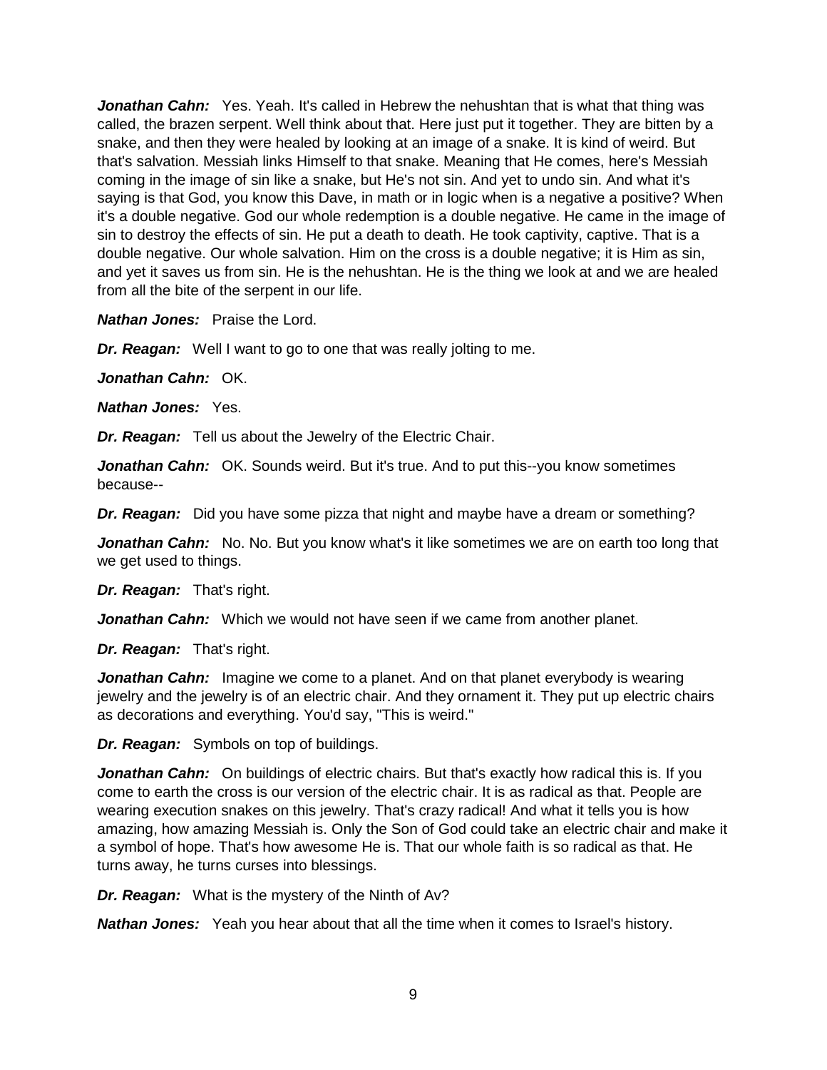***Jonathan Cahn:*** Yes. Yeah. It's called in Hebrew the nehushtan that is what that thing was called, the brazen serpent. Well think about that. Here just put it together. They are bitten by a snake, and then they were healed by looking at an image of a snake. It is kind of weird. But that's salvation. Messiah links Himself to that snake. Meaning that He comes, here's Messiah coming in the image of sin like a snake, but He's not sin. And yet to undo sin. And what it's saying is that God, you know this Dave, in math or in logic when is a negative a positive? When it's a double negative. God our whole redemption is a double negative. He came in the image of sin to destroy the effects of sin. He put a death to death. He took captivity, captive. That is a double negative. Our whole salvation. Him on the cross is a double negative; it is Him as sin, and yet it saves us from sin. He is the nehushtan. He is the thing we look at and we are healed from all the bite of the serpent in our life.

***Nathan Jones:*** Praise the Lord.

***Dr. Reagan:*** Well I want to go to one that was really jolting to me.

***Jonathan Cahn:*** OK.

***Nathan Jones:*** Yes.

***Dr. Reagan:*** Tell us about the Jewelry of the Electric Chair.

***Jonathan Cahn:*** OK. Sounds weird. But it's true. And to put this--you know sometimes because--

***Dr. Reagan:*** Did you have some pizza that night and maybe have a dream or something?

***Jonathan Cahn:*** No. No. But you know what's it like sometimes we are on earth too long that we get used to things.

***Dr. Reagan:*** That's right.

***Jonathan Cahn:*** Which we would not have seen if we came from another planet.

***Dr. Reagan:*** That's right.

***Jonathan Cahn:*** Imagine we come to a planet. And on that planet everybody is wearing jewelry and the jewelry is of an electric chair. And they ornament it. They put up electric chairs as decorations and everything. You'd say, "This is weird."

***Dr. Reagan:*** Symbols on top of buildings.

***Jonathan Cahn:*** On buildings of electric chairs. But that's exactly how radical this is. If you come to earth the cross is our version of the electric chair. It is as radical as that. People are wearing execution snakes on this jewelry. That's crazy radical! And what it tells you is how amazing, how amazing Messiah is. Only the Son of God could take an electric chair and make it a symbol of hope. That's how awesome He is. That our whole faith is so radical as that. He turns away, he turns curses into blessings.

***Dr. Reagan:*** What is the mystery of the Ninth of Av?

***Nathan Jones:*** Yeah you hear about that all the time when it comes to Israel's history.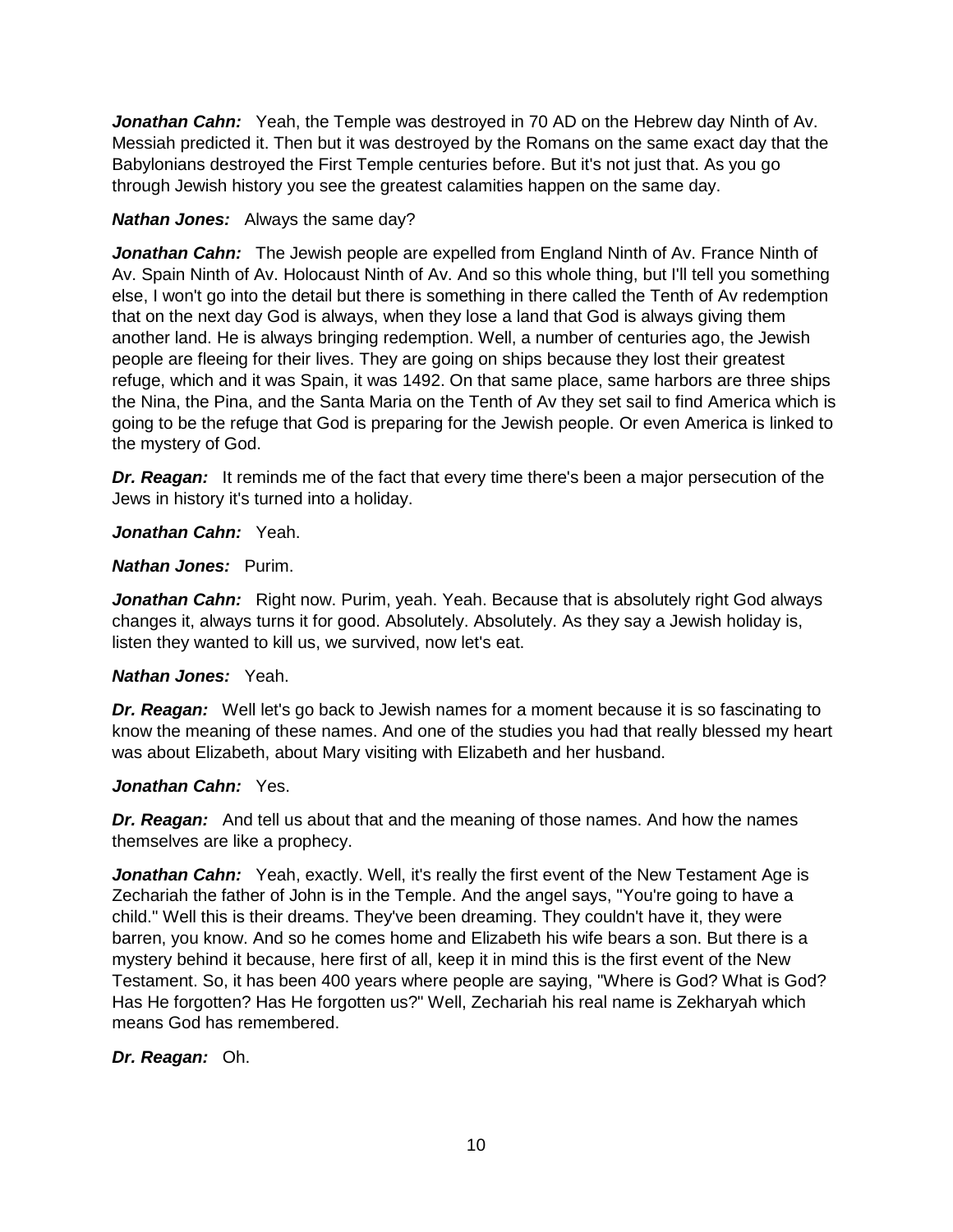***Jonathan Cahn:*** Yeah, the Temple was destroyed in 70 AD on the Hebrew day Ninth of Av. Messiah predicted it. Then but it was destroyed by the Romans on the same exact day that the Babylonians destroyed the First Temple centuries before. But it's not just that. As you go through Jewish history you see the greatest calamities happen on the same day.

***Nathan Jones:*** Always the same day?

***Jonathan Cahn:*** The Jewish people are expelled from England Ninth of Av. France Ninth of Av. Spain Ninth of Av. Holocaust Ninth of Av. And so this whole thing, but I'll tell you something else, I won't go into the detail but there is something in there called the Tenth of Av redemption that on the next day God is always, when they lose a land that God is always giving them another land. He is always bringing redemption. Well, a number of centuries ago, the Jewish people are fleeing for their lives. They are going on ships because they lost their greatest refuge, which and it was Spain, it was 1492. On that same place, same harbors are three ships the Nina, the Pina, and the Santa Maria on the Tenth of Av they set sail to find America which is going to be the refuge that God is preparing for the Jewish people. Or even America is linked to the mystery of God.

***Dr. Reagan:*** It reminds me of the fact that every time there's been a major persecution of the Jews in history it's turned into a holiday.

***Jonathan Cahn:*** Yeah.

***Nathan Jones:*** Purim.

***Jonathan Cahn:*** Right now. Purim, yeah. Yeah. Because that is absolutely right God always changes it, always turns it for good. Absolutely. Absolutely. As they say a Jewish holiday is, listen they wanted to kill us, we survived, now let's eat.

***Nathan Jones:*** Yeah.

***Dr. Reagan:*** Well let's go back to Jewish names for a moment because it is so fascinating to know the meaning of these names. And one of the studies you had that really blessed my heart was about Elizabeth, about Mary visiting with Elizabeth and her husband.

***Jonathan Cahn:*** Yes.

***Dr. Reagan:*** And tell us about that and the meaning of those names. And how the names themselves are like a prophecy.

***Jonathan Cahn:*** Yeah, exactly. Well, it's really the first event of the New Testament Age is Zechariah the father of John is in the Temple. And the angel says, "You're going to have a child." Well this is their dreams. They've been dreaming. They couldn't have it, they were barren, you know. And so he comes home and Elizabeth his wife bears a son. But there is a mystery behind it because, here first of all, keep it in mind this is the first event of the New Testament. So, it has been 400 years where people are saying, "Where is God? What is God? Has He forgotten? Has He forgotten us?" Well, Zechariah his real name is Zekharyah which means God has remembered.

***Dr. Reagan:*** Oh.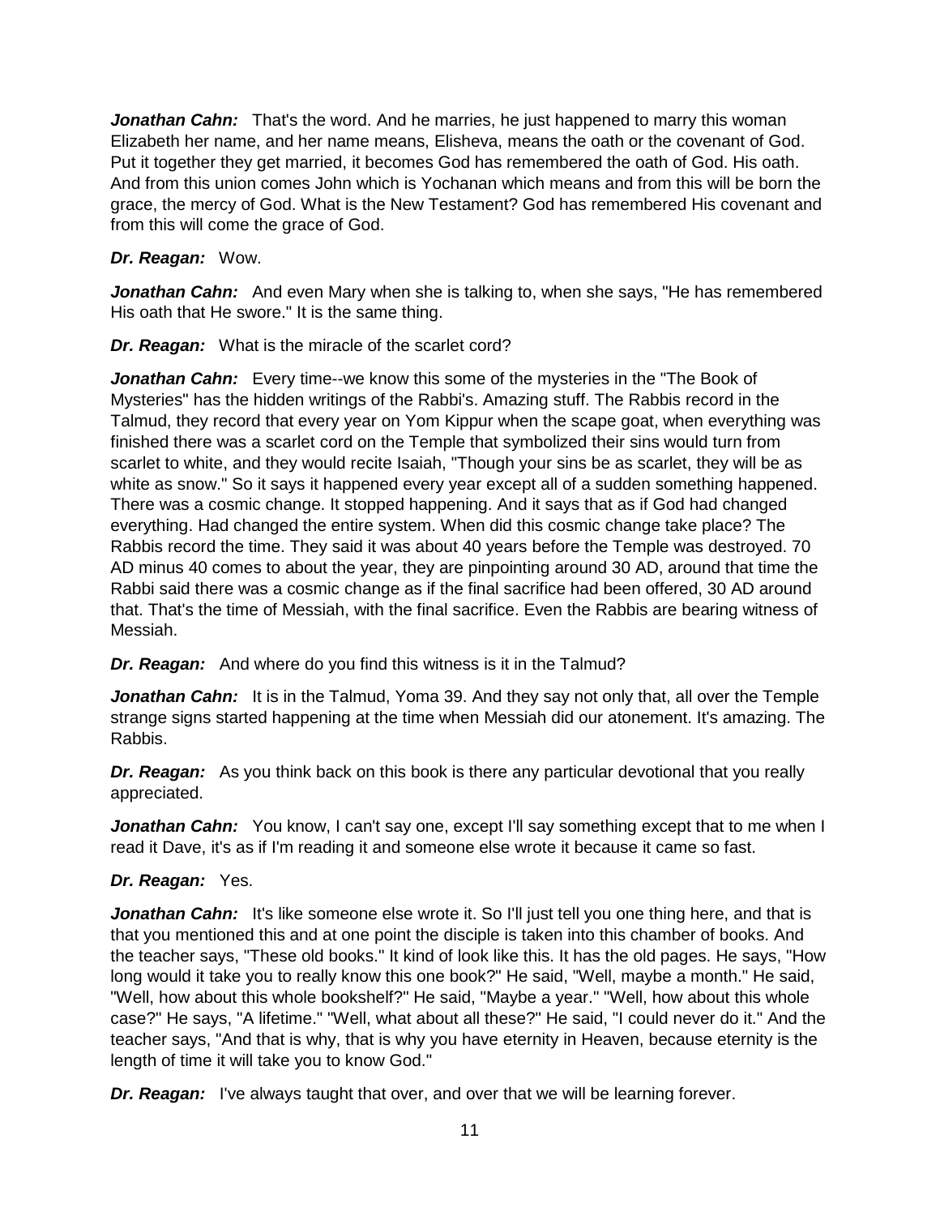***Jonathan Cahn:*** That's the word. And he marries, he just happened to marry this woman Elizabeth her name, and her name means, Elisheva, means the oath or the covenant of God. Put it together they get married, it becomes God has remembered the oath of God. His oath. And from this union comes John which is Yochanan which means and from this will be born the grace, the mercy of God. What is the New Testament? God has remembered His covenant and from this will come the grace of God.

***Dr. Reagan:*** Wow.

***Jonathan Cahn:*** And even Mary when she is talking to, when she says, "He has remembered His oath that He swore." It is the same thing.

***Dr. Reagan:*** What is the miracle of the scarlet cord?

***Jonathan Cahn:*** Every time--we know this some of the mysteries in the "The Book of Mysteries" has the hidden writings of the Rabbi's. Amazing stuff. The Rabbis record in the Talmud, they record that every year on Yom Kippur when the scape goat, when everything was finished there was a scarlet cord on the Temple that symbolized their sins would turn from scarlet to white, and they would recite Isaiah, "Though your sins be as scarlet, they will be as white as snow." So it says it happened every year except all of a sudden something happened. There was a cosmic change. It stopped happening. And it says that as if God had changed everything. Had changed the entire system. When did this cosmic change take place? The Rabbis record the time. They said it was about 40 years before the Temple was destroyed. 70 AD minus 40 comes to about the year, they are pinpointing around 30 AD, around that time the Rabbi said there was a cosmic change as if the final sacrifice had been offered, 30 AD around that. That's the time of Messiah, with the final sacrifice. Even the Rabbis are bearing witness of Messiah.

***Dr. Reagan:*** And where do you find this witness is it in the Talmud?

***Jonathan Cahn:*** It is in the Talmud, Yoma 39. And they say not only that, all over the Temple strange signs started happening at the time when Messiah did our atonement. It's amazing. The Rabbis.

***Dr. Reagan:*** As you think back on this book is there any particular devotional that you really appreciated.

***Jonathan Cahn:*** You know, I can't say one, except I'll say something except that to me when I read it Dave, it's as if I'm reading it and someone else wrote it because it came so fast.

***Dr. Reagan:*** Yes.

***Jonathan Cahn:*** It's like someone else wrote it. So I'll just tell you one thing here, and that is that you mentioned this and at one point the disciple is taken into this chamber of books. And the teacher says, "These old books." It kind of look like this. It has the old pages. He says, "How long would it take you to really know this one book?" He said, "Well, maybe a month." He said, "Well, how about this whole bookshelf?" He said, "Maybe a year." "Well, how about this whole case?" He says, "A lifetime." "Well, what about all these?" He said, "I could never do it." And the teacher says, "And that is why, that is why you have eternity in Heaven, because eternity is the length of time it will take you to know God."

***Dr. Reagan:*** I've always taught that over, and over that we will be learning forever.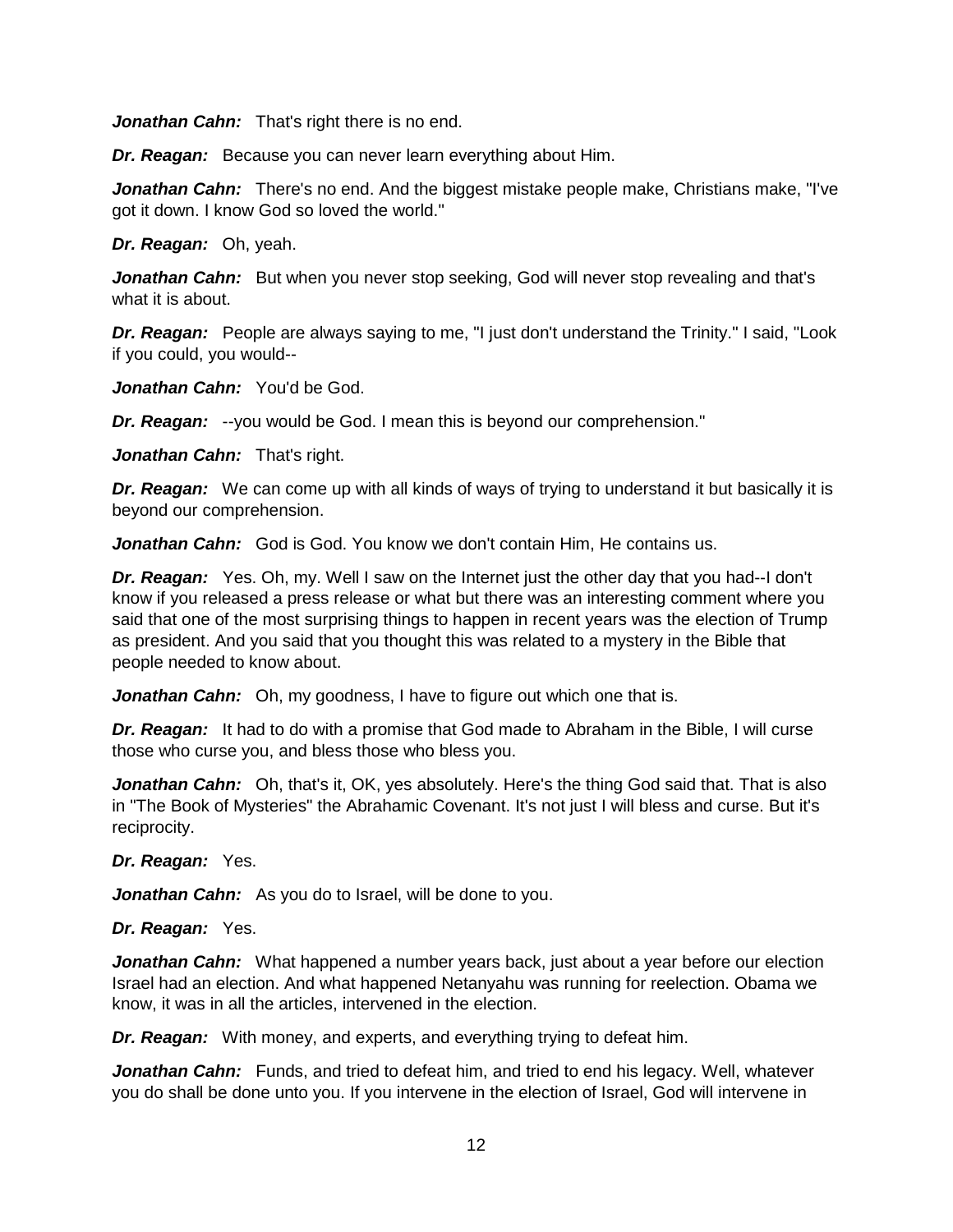***Jonathan Cahn:*** That's right there is no end.

***Dr. Reagan:*** Because you can never learn everything about Him.

***Jonathan Cahn:*** There's no end. And the biggest mistake people make, Christians make, "I've got it down. I know God so loved the world."

***Dr. Reagan:*** Oh, yeah.

***Jonathan Cahn:*** But when you never stop seeking, God will never stop revealing and that's what it is about.

***Dr. Reagan:*** People are always saying to me, "I just don't understand the Trinity." I said, "Look if you could, you would--

***Jonathan Cahn:*** You'd be God.

***Dr. Reagan:*** --you would be God. I mean this is beyond our comprehension."

***Jonathan Cahn:*** That's right.

***Dr. Reagan:*** We can come up with all kinds of ways of trying to understand it but basically it is beyond our comprehension.

***Jonathan Cahn:*** God is God. You know we don't contain Him, He contains us.

***Dr. Reagan:*** Yes. Oh, my. Well I saw on the Internet just the other day that you had--I don't know if you released a press release or what but there was an interesting comment where you said that one of the most surprising things to happen in recent years was the election of Trump as president. And you said that you thought this was related to a mystery in the Bible that people needed to know about.

***Jonathan Cahn:*** Oh, my goodness, I have to figure out which one that is.

***Dr. Reagan:*** It had to do with a promise that God made to Abraham in the Bible, I will curse those who curse you, and bless those who bless you.

***Jonathan Cahn:*** Oh, that's it, OK, yes absolutely. Here's the thing God said that. That is also in "The Book of Mysteries" the Abrahamic Covenant. It's not just I will bless and curse. But it's reciprocity.

***Dr. Reagan:*** Yes.

***Jonathan Cahn:*** As you do to Israel, will be done to you.

***Dr. Reagan:*** Yes.

***Jonathan Cahn:*** What happened a number years back, just about a year before our election Israel had an election. And what happened Netanyahu was running for reelection. Obama we know, it was in all the articles, intervened in the election.

***Dr. Reagan:*** With money, and experts, and everything trying to defeat him.

***Jonathan Cahn:*** Funds, and tried to defeat him, and tried to end his legacy. Well, whatever you do shall be done unto you. If you intervene in the election of Israel, God will intervene in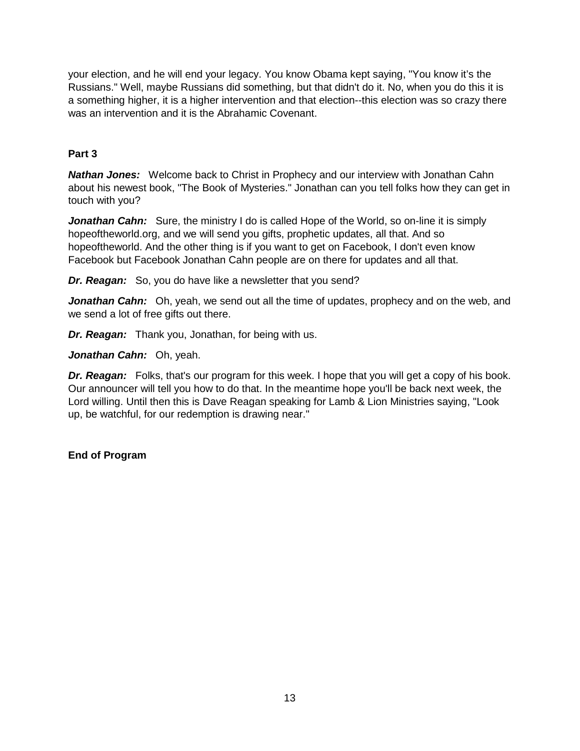your election, and he will end your legacy. You know Obama kept saying, "You know it's the Russians." Well, maybe Russians did something, but that didn't do it. No, when you do this it is a something higher, it is a higher intervention and that election--this election was so crazy there was an intervention and it is the Abrahamic Covenant.

**Part 3**

***Nathan Jones:*** Welcome back to Christ in Prophecy and our interview with Jonathan Cahn about his newest book, "The Book of Mysteries." Jonathan can you tell folks how they can get in touch with you?

***Jonathan Cahn:*** Sure, the ministry I do is called Hope of the World, so on-line it is simply hopeoftheworld.org, and we will send you gifts, prophetic updates, all that. And so hopeoftheworld. And the other thing is if you want to get on Facebook, I don't even know Facebook but Facebook Jonathan Cahn people are on there for updates and all that.

***Dr. Reagan:*** So, you do have like a newsletter that you send?

***Jonathan Cahn:*** Oh, yeah, we send out all the time of updates, prophecy and on the web, and we send a lot of free gifts out there.

***Dr. Reagan:*** Thank you, Jonathan, for being with us.

***Jonathan Cahn:*** Oh, yeah.

***Dr. Reagan:*** Folks, that's our program for this week. I hope that you will get a copy of his book. Our announcer will tell you how to do that. In the meantime hope you'll be back next week, the Lord willing. Until then this is Dave Reagan speaking for Lamb & Lion Ministries saying, "Look up, be watchful, for our redemption is drawing near."

**End of Program**